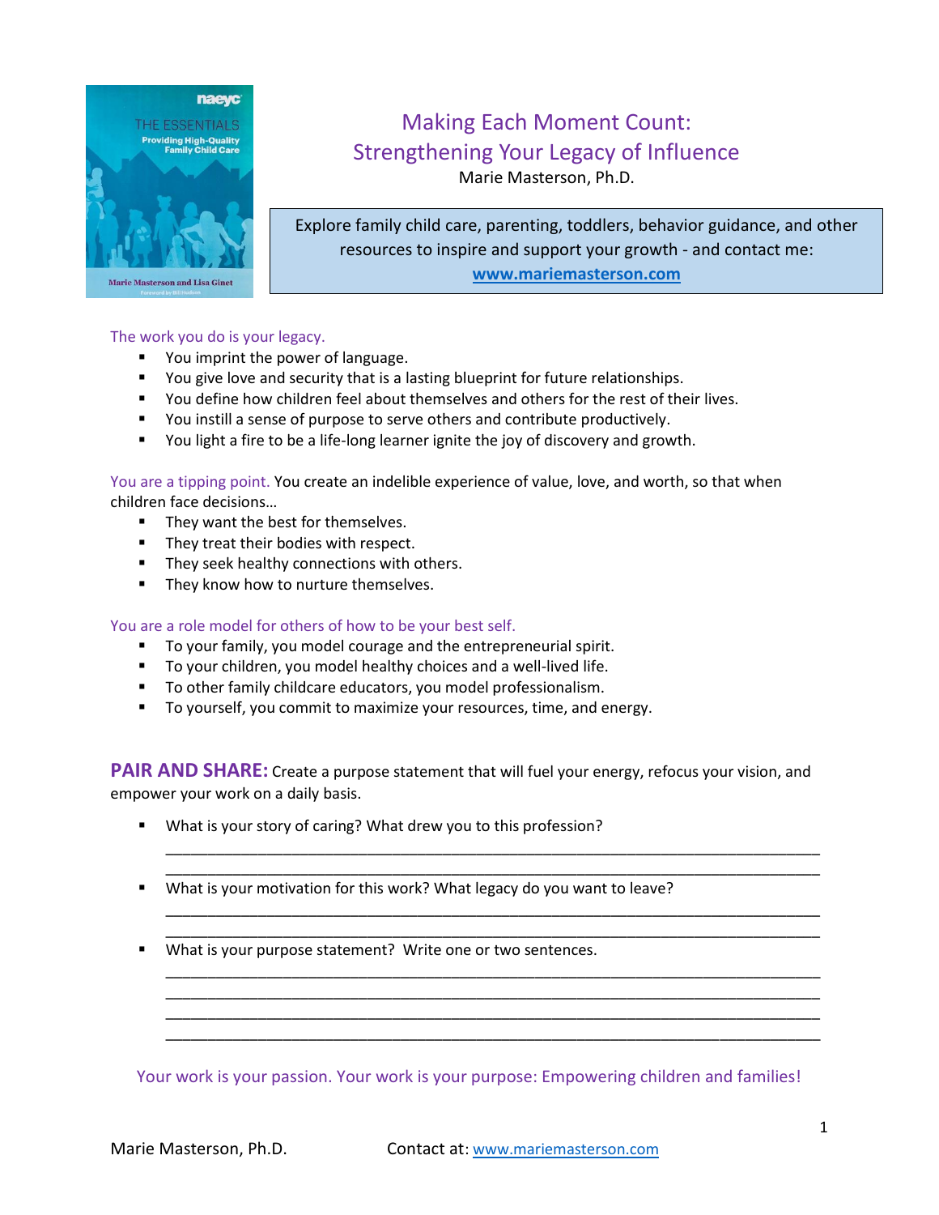# Making Each Moment Count: Strengthening Your Legacy of Influence

Marie Masterson, Ph.D.

Explore family child care, parenting, toddlers, behavior guidance, and other resources to inspire and support your growth - and contact me: **www.mariemasterson.com**

## The work you do is your legacy.

- You imprint the power of language.
- You give love and security that is a lasting blueprint for future relationships.
- You define how children feel about themselves and others for the rest of their lives.
- You instill a sense of purpose to serve others and contribute productively.
- You light a fire to be a life-long learner ignite the joy of discovery and growth.

**You are a tipping point.** You create an indelible experience of value, love, and worth, so that when children face decisions…

- They want the best for themselves.
- They treat their bodies with respect.
- They seek healthy connections with others.
- They know how to nurture themselves.

## You are a role model for others of how to be your best self.

- To your family, you model courage and the entrepreneurial spirit.
- To your children, you model healthy choices and a well-lived life.
- To other family childcare educators, you model professionalism.
- To yourself, you commit to maximize your resources, time, and energy.

**PAIR AND SHARE:** Create a purpose statement that will fuel your energy, refocus your vision, and empower your work on a daily basis.

- What is your story of caring? What drew you to this profession?

  ________________________________________________________________________________
  ________________________________________________________________________________

- What is your motivation for this work? What legacy do you want to leave?

  ________________________________________________________________________________
  ________________________________________________________________________________

- What is your purpose statement? Write one or two sentences.

  ________________________________________________________________________________
  ________________________________________________________________________________
  ________________________________________________________________________________
  ________________________________________________________________________________

Your work is your passion. Your work is your purpose: Empowering children and families!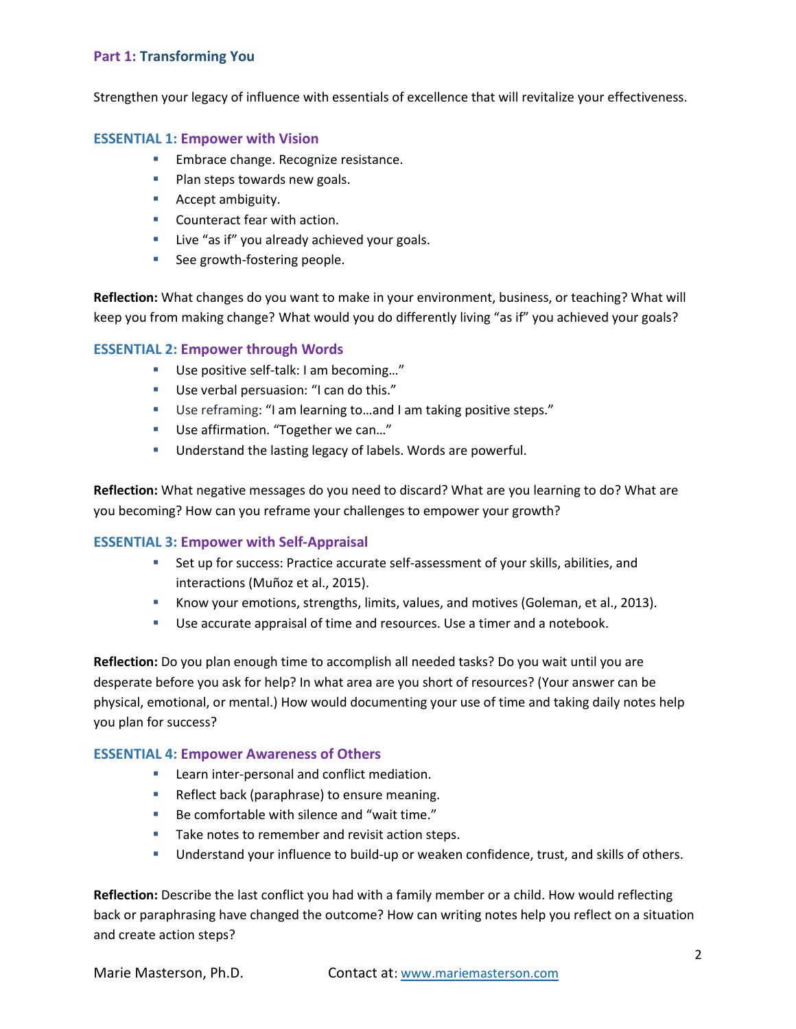## Part 1: Transforming You

Strengthen your legacy of influence with essentials of excellence that will revitalize your effectiveness.

### ESSENTIAL 1: Empower with Vision

- Embrace change. Recognize resistance.
- Plan steps towards new goals.
- Accept ambiguity.
- Counteract fear with action.
- Live "as if" you already achieved your goals.
- See growth-fostering people.

**Reflection:** What changes do you want to make in your environment, business, or teaching? What will keep you from making change? What would you do differently living "as if" you achieved your goals?

### ESSENTIAL 2: Empower through Words

- Use positive self-talk: I am becoming…"
- Use verbal persuasion: "I can do this."
- Use reframing: "I am learning to…and I am taking positive steps."
- Use affirmation. "Together we can…"
- Understand the lasting legacy of labels. Words are powerful.

**Reflection:** What negative messages do you need to discard? What are you learning to do? What are you becoming? How can you reframe your challenges to empower your growth?

### ESSENTIAL 3: Empower with Self-Appraisal

- Set up for success: Practice accurate self-assessment of your skills, abilities, and interactions (Muñoz et al., 2015).
- Know your emotions, strengths, limits, values, and motives (Goleman, et al., 2013).
- Use accurate appraisal of time and resources. Use a timer and a notebook.

**Reflection:** Do you plan enough time to accomplish all needed tasks? Do you wait until you are desperate before you ask for help? In what area are you short of resources? (Your answer can be physical, emotional, or mental.) How would documenting your use of time and taking daily notes help you plan for success?

### ESSENTIAL 4: Empower Awareness of Others

- Learn inter-personal and conflict mediation.
- Reflect back (paraphrase) to ensure meaning.
- Be comfortable with silence and "wait time."
- Take notes to remember and revisit action steps.
- Understand your influence to build-up or weaken confidence, trust, and skills of others.

**Reflection:** Describe the last conflict you had with a family member or a child. How would reflecting back or paraphrasing have changed the outcome? How can writing notes help you reflect on a situation and create action steps?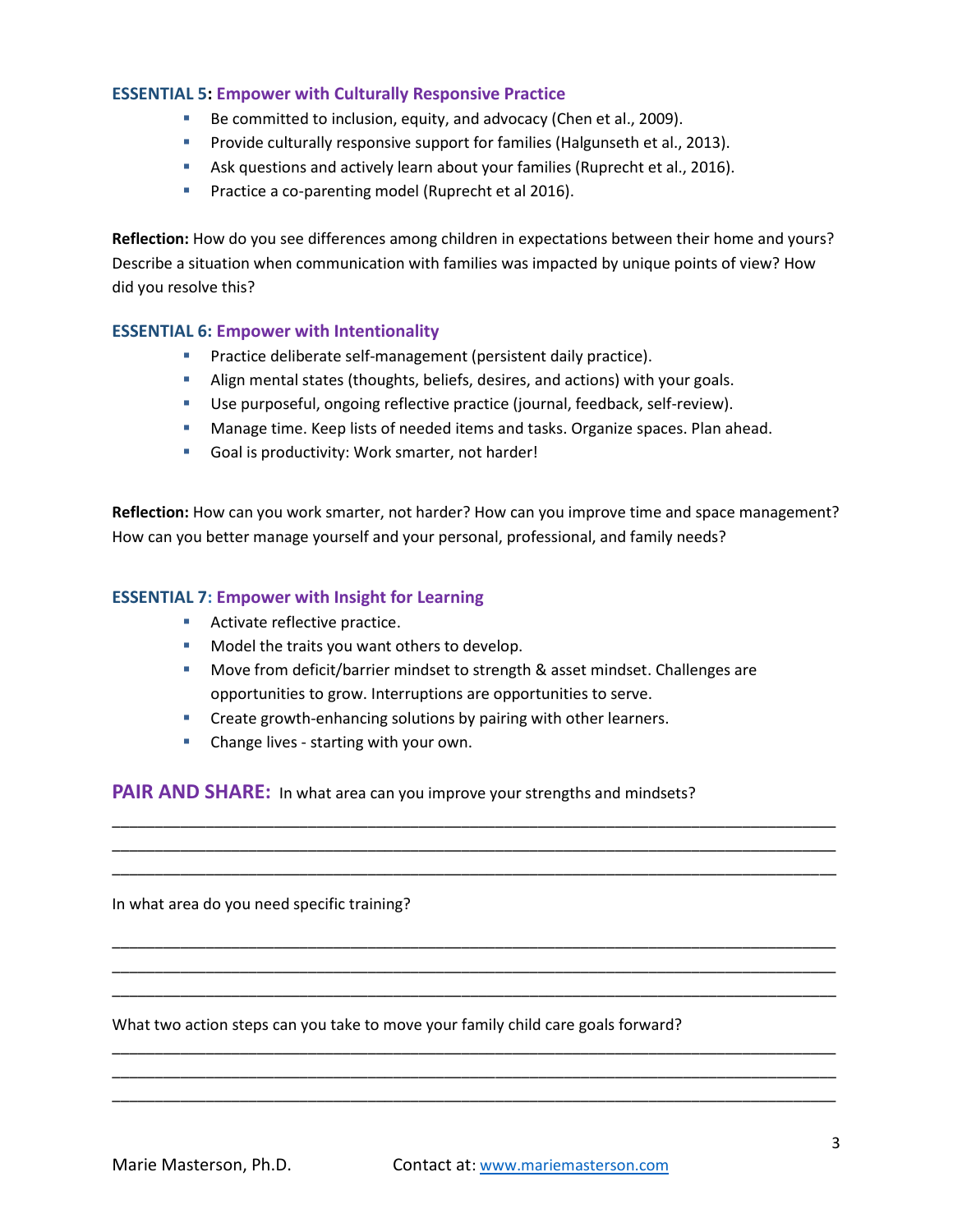### ESSENTIAL 5: Empower with Culturally Responsive Practice

- Be committed to inclusion, equity, and advocacy (Chen et al., 2009).
- Provide culturally responsive support for families (Halgunseth et al., 2013).
- Ask questions and actively learn about your families (Ruprecht et al., 2016).
- Practice a co-parenting model (Ruprecht et al 2016).

**Reflection:** How do you see differences among children in expectations between their home and yours? Describe a situation when communication with families was impacted by unique points of view? How did you resolve this?

### ESSENTIAL 6: Empower with Intentionality

- Practice deliberate self-management (persistent daily practice).
- Align mental states (thoughts, beliefs, desires, and actions) with your goals.
- Use purposeful, ongoing reflective practice (journal, feedback, self-review).
- Manage time. Keep lists of needed items and tasks. Organize spaces. Plan ahead.
- Goal is productivity: Work smarter, not harder!

**Reflection:** How can you work smarter, not harder? How can you improve time and space management? How can you better manage yourself and your personal, professional, and family needs?

### ESSENTIAL 7: Empower with Insight for Learning

- Activate reflective practice.
- Model the traits you want others to develop.
- Move from deficit/barrier mindset to strength & asset mindset. Challenges are opportunities to grow. Interruptions are opportunities to serve.
- Create growth-enhancing solutions by pairing with other learners.
- Change lives - starting with your own.

**PAIR AND SHARE:** In what area can you improve your strengths and mindsets?

_______________________________________________________________________________
_______________________________________________________________________________
_______________________________________________________________________________

In what area do you need specific training?

_______________________________________________________________________________
_______________________________________________________________________________
_______________________________________________________________________________

What two action steps can you take to move your family child care goals forward?

_______________________________________________________________________________
_______________________________________________________________________________
_______________________________________________________________________________

Marie Masterson, Ph.D. Contact at: www.mariemasterson.com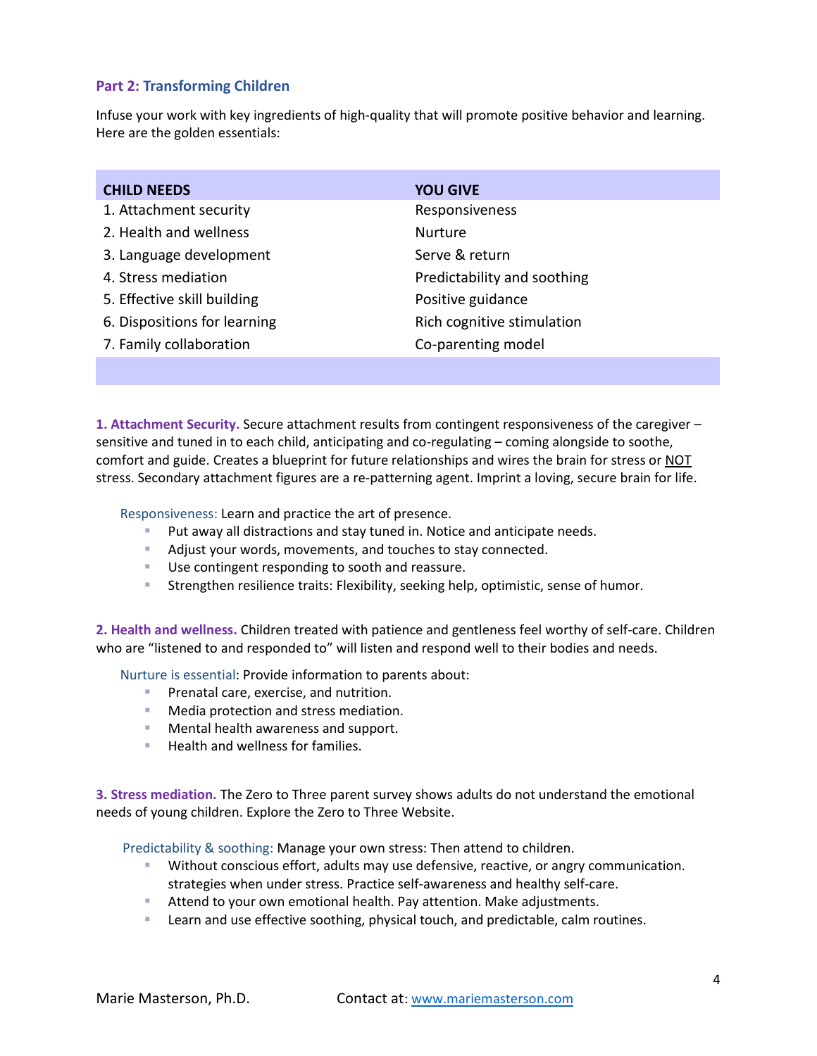## Part 2: Transforming Children

Infuse your work with key ingredients of high-quality that will promote positive behavior and learning. Here are the golden essentials:

| CHILD NEEDS | YOU GIVE |
|---|---|
| 1. Attachment security | Responsiveness |
| 2. Health and wellness | Nurture |
| 3. Language development | Serve & return |
| 4. Stress mediation | Predictability and soothing |
| 5. Effective skill building | Positive guidance |
| 6. Dispositions for learning | Rich cognitive stimulation |
| 7. Family collaboration | Co-parenting model |

**1. Attachment Security.** Secure attachment results from contingent responsiveness of the caregiver – sensitive and tuned in to each child, anticipating and co-regulating – coming alongside to soothe, comfort and guide. Creates a blueprint for future relationships and wires the brain for stress or NOT stress. Secondary attachment figures are a re-patterning agent. Imprint a loving, secure brain for life.

Responsiveness: Learn and practice the art of presence.

- Put away all distractions and stay tuned in. Notice and anticipate needs.
- Adjust your words, movements, and touches to stay connected.
- Use contingent responding to sooth and reassure.
- Strengthen resilience traits: Flexibility, seeking help, optimistic, sense of humor.

**2. Health and wellness.** Children treated with patience and gentleness feel worthy of self-care. Children who are "listened to and responded to" will listen and respond well to their bodies and needs.

Nurture is essential: Provide information to parents about:

- Prenatal care, exercise, and nutrition.
- Media protection and stress mediation.
- Mental health awareness and support.
- Health and wellness for families.

**3. Stress mediation.** The Zero to Three parent survey shows adults do not understand the emotional needs of young children. Explore the Zero to Three Website.

Predictability & soothing: Manage your own stress: Then attend to children.

- Without conscious effort, adults may use defensive, reactive, or angry communication. strategies when under stress. Practice self-awareness and healthy self-care.
- Attend to your own emotional health. Pay attention. Make adjustments.
- Learn and use effective soothing, physical touch, and predictable, calm routines.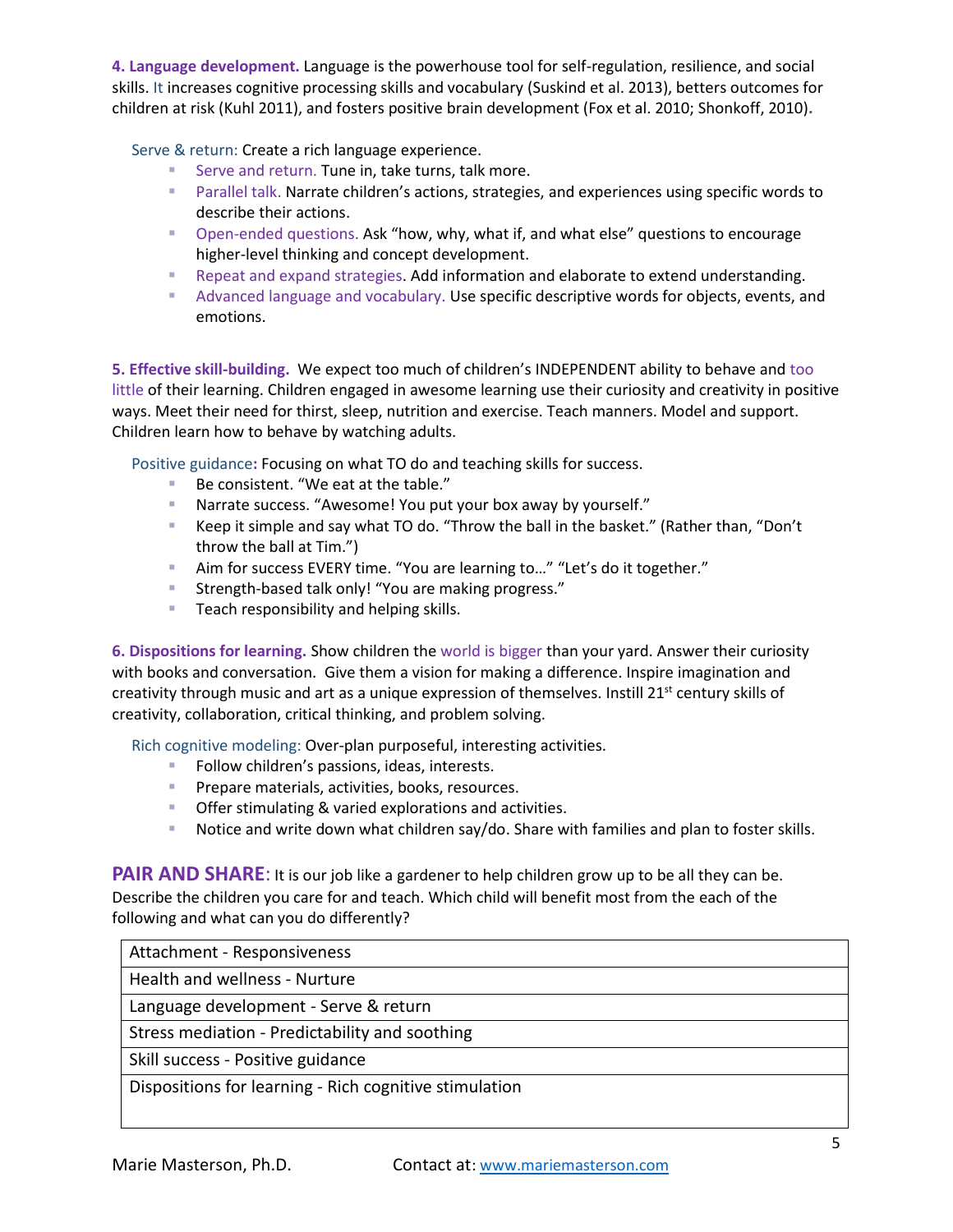**4. Language development.** Language is the powerhouse tool for self-regulation, resilience, and social skills. It increases cognitive processing skills and vocabulary (Suskind et al. 2013), betters outcomes for children at risk (Kuhl 2011), and fosters positive brain development (Fox et al. 2010; Shonkoff, 2010).

Serve & return: Create a rich language experience.

- Serve and return. Tune in, take turns, talk more.
- Parallel talk. Narrate children's actions, strategies, and experiences using specific words to describe their actions.
- Open-ended questions. Ask "how, why, what if, and what else" questions to encourage higher-level thinking and concept development.
- Repeat and expand strategies. Add information and elaborate to extend understanding.
- Advanced language and vocabulary. Use specific descriptive words for objects, events, and emotions.

**5. Effective skill-building.** We expect too much of children's INDEPENDENT ability to behave and too little of their learning. Children engaged in awesome learning use their curiosity and creativity in positive ways. Meet their need for thirst, sleep, nutrition and exercise. Teach manners. Model and support. Children learn how to behave by watching adults.

Positive guidance**:** Focusing on what TO do and teaching skills for success.

- Be consistent. "We eat at the table."
- Narrate success. "Awesome! You put your box away by yourself."
- Keep it simple and say what TO do. "Throw the ball in the basket." (Rather than, "Don't throw the ball at Tim.")
- Aim for success EVERY time. "You are learning to…" "Let's do it together."
- Strength-based talk only! "You are making progress."
- Teach responsibility and helping skills.

**6. Dispositions for learning.** Show children the world is bigger than your yard. Answer their curiosity with books and conversation. Give them a vision for making a difference. Inspire imagination and creativity through music and art as a unique expression of themselves. Instill 21st century skills of creativity, collaboration, critical thinking, and problem solving.

Rich cognitive modeling: Over-plan purposeful, interesting activities.

- Follow children's passions, ideas, interests.
- Prepare materials, activities, books, resources.
- Offer stimulating & varied explorations and activities.
- Notice and write down what children say/do. Share with families and plan to foster skills.

**PAIR AND SHARE**: It is our job like a gardener to help children grow up to be all they can be. Describe the children you care for and teach. Which child will benefit most from the each of the following and what can you do differently?

| |
|---|
| Attachment - Responsiveness |
| Health and wellness - Nurture |
| Language development - Serve & return |
| Stress mediation - Predictability and soothing |
| Skill success - Positive guidance |
| Dispositions for learning - Rich cognitive stimulation |

Marie Masterson, Ph.D. Contact at: www.mariemasterson.com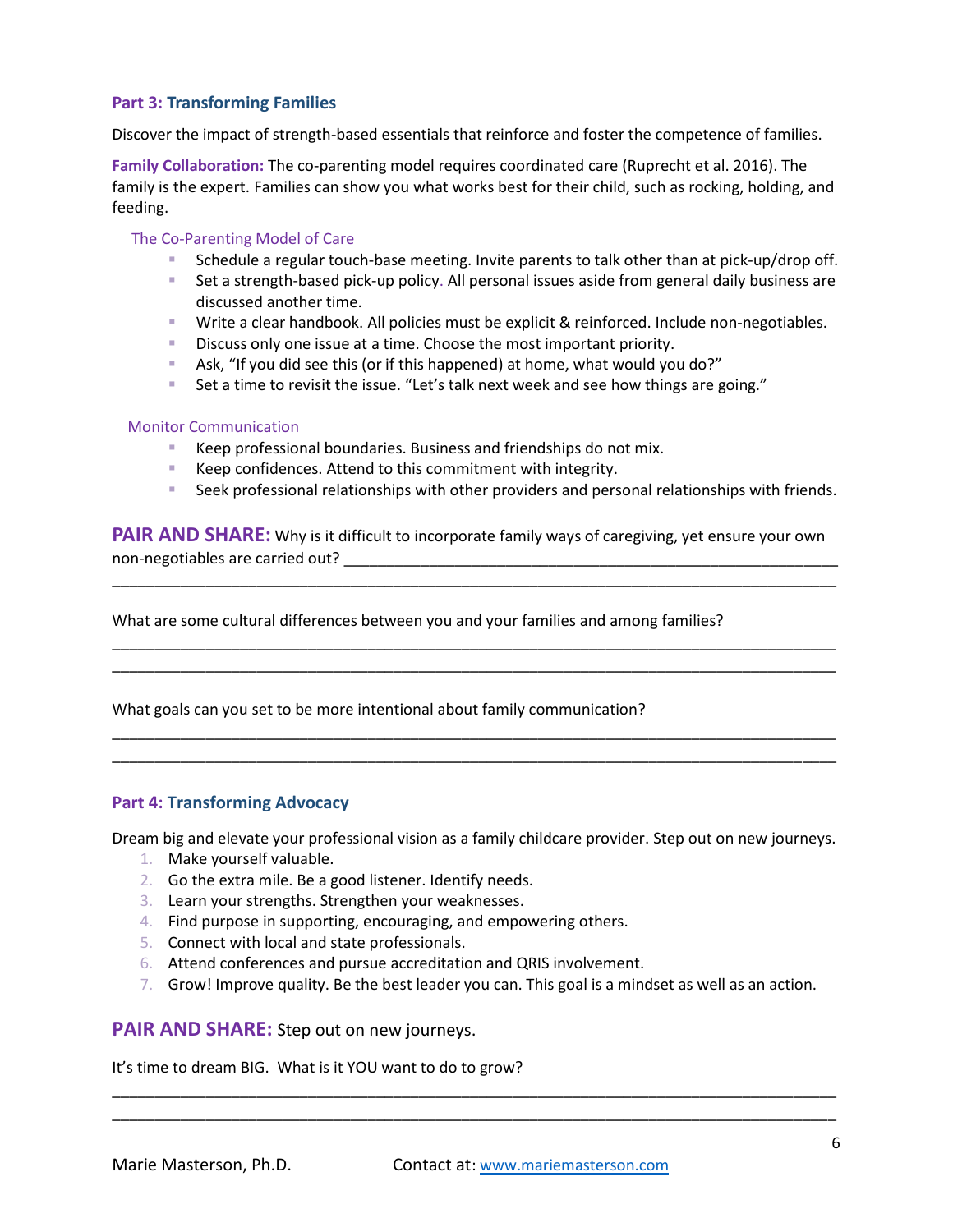### Part 3: Transforming Families

Discover the impact of strength-based essentials that reinforce and foster the competence of families.

**Family Collaboration:** The co-parenting model requires coordinated care (Ruprecht et al. 2016). The family is the expert. Families can show you what works best for their child, such as rocking, holding, and feeding.

#### The Co-Parenting Model of Care

- Schedule a regular touch-base meeting. Invite parents to talk other than at pick-up/drop off.
- Set a strength-based pick-up policy. All personal issues aside from general daily business are discussed another time.
- Write a clear handbook. All policies must be explicit & reinforced. Include non-negotiables.
- Discuss only one issue at a time. Choose the most important priority.
- Ask, "If you did see this (or if this happened) at home, what would you do?"
- Set a time to revisit the issue. "Let's talk next week and see how things are going."

#### Monitor Communication

- Keep professional boundaries. Business and friendships do not mix.
- Keep confidences. Attend to this commitment with integrity.
- Seek professional relationships with other providers and personal relationships with friends.

**PAIR AND SHARE:** Why is it difficult to incorporate family ways of caregiving, yet ensure your own non-negotiables are carried out? ____________________________________________________________

______________________________________________________________________________________

What are some cultural differences between you and your families and among families?

______________________________________________________________________________________

______________________________________________________________________________________

What goals can you set to be more intentional about family communication?

______________________________________________________________________________________

______________________________________________________________________________________

### Part 4: Transforming Advocacy

Dream big and elevate your professional vision as a family childcare provider. Step out on new journeys.

1. Make yourself valuable.
2. Go the extra mile. Be a good listener. Identify needs.
3. Learn your strengths. Strengthen your weaknesses.
4. Find purpose in supporting, encouraging, and empowering others.
5. Connect with local and state professionals.
6. Attend conferences and pursue accreditation and QRIS involvement.
7. Grow! Improve quality. Be the best leader you can. This goal is a mindset as well as an action.

**PAIR AND SHARE:** Step out on new journeys.

It's time to dream BIG. What is it YOU want to do to grow?

______________________________________________________________________________________

______________________________________________________________________________________